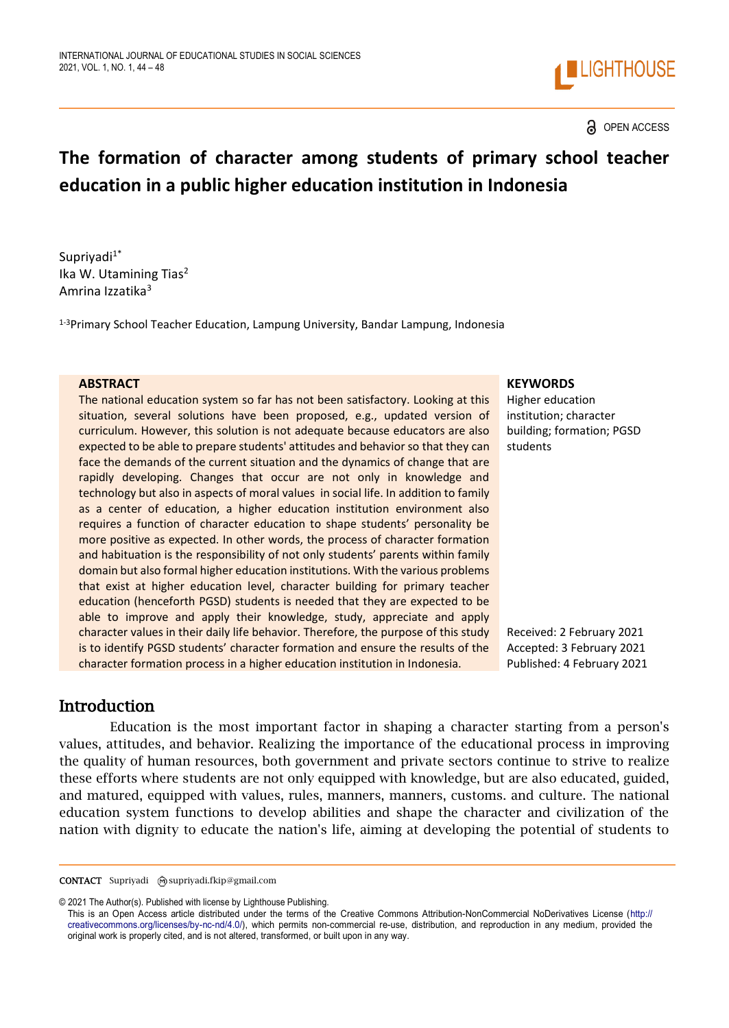OPEN ACCESS

# The formation of character among students of primary school teacher education in a public higher education institution in Indonesia

Supriyadi[1*]
Ika W. Utamining Tias[2]
Amrina Izzatika[3]

[1-3]Primary School Teacher Education, Lampung University, Bandar Lampung, Indonesia

**ABSTRACT**

The national education system so far has not been satisfactory. Looking at this situation, several solutions have been proposed, e.g., updated version of curriculum. However, this solution is not adequate because educators are also expected to be able to prepare students' attitudes and behavior so that they can face the demands of the current situation and the dynamics of change that are rapidly developing. Changes that occur are not only in knowledge and technology but also in aspects of moral values in social life. In addition to family as a center of education, a higher education institution environment also requires a function of character education to shape students' personality be more positive as expected. In other words, the process of character formation and habituation is the responsibility of not only students' parents within family domain but also formal higher education institutions. With the various problems that exist at higher education level, character building for primary teacher education (henceforth PGSD) students is needed that they are expected to be able to improve and apply their knowledge, study, appreciate and apply character values in their daily life behavior. Therefore, the purpose of this study is to identify PGSD students' character formation and ensure the results of the character formation process in a higher education institution in Indonesia.

**KEYWORDS**

Higher education institution; character building; formation; PGSD students

Received: 2 February 2021
Accepted: 3 February 2021
Published: 4 February 2021

## Introduction

Education is the most important factor in shaping a character starting from a person's values, attitudes, and behavior. Realizing the importance of the educational process in improving the quality of human resources, both government and private sectors continue to strive to realize these efforts where students are not only equipped with knowledge, but are also educated, guided, and matured, equipped with values, rules, manners, manners, customs. and culture. The national education system functions to develop abilities and shape the character and civilization of the nation with dignity to educate the nation's life, aiming at developing the potential of students to

CONTACT Supriyadi supriyadi.fkip@gmail.com

© 2021 The Author(s). Published with license by Lighthouse Publishing.
This is an Open Access article distributed under the terms of the Creative Commons Attribution-NonCommercial NoDerivatives License (http://creativecommons.org/licenses/by-nc-nd/4.0/), which permits non-commercial re-use, distribution, and reproduction in any medium, provided the original work is properly cited, and is not altered, transformed, or built upon in any way.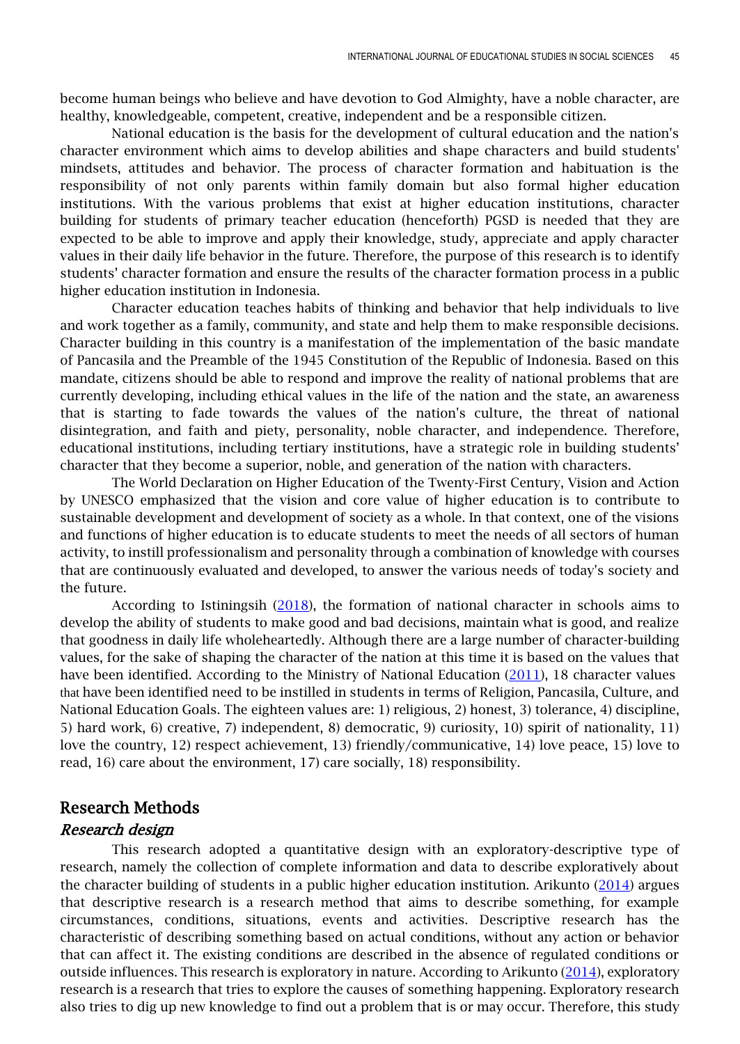become human beings who believe and have devotion to God Almighty, have a noble character, are healthy, knowledgeable, competent, creative, independent and be a responsible citizen.

National education is the basis for the development of cultural education and the nation's character environment which aims to develop abilities and shape characters and build students' mindsets, attitudes and behavior. The process of character formation and habituation is the responsibility of not only parents within family domain but also formal higher education institutions. With the various problems that exist at higher education institutions, character building for students of primary teacher education (henceforth) PGSD is needed that they are expected to be able to improve and apply their knowledge, study, appreciate and apply character values in their daily life behavior in the future. Therefore, the purpose of this research is to identify students' character formation and ensure the results of the character formation process in a public higher education institution in Indonesia.

Character education teaches habits of thinking and behavior that help individuals to live and work together as a family, community, and state and help them to make responsible decisions. Character building in this country is a manifestation of the implementation of the basic mandate of Pancasila and the Preamble of the 1945 Constitution of the Republic of Indonesia. Based on this mandate, citizens should be able to respond and improve the reality of national problems that are currently developing, including ethical values in the life of the nation and the state, an awareness that is starting to fade towards the values of the nation's culture, the threat of national disintegration, and faith and piety, personality, noble character, and independence. Therefore, educational institutions, including tertiary institutions, have a strategic role in building students' character that they become a superior, noble, and generation of the nation with characters.

The World Declaration on Higher Education of the Twenty-First Century, Vision and Action by UNESCO emphasized that the vision and core value of higher education is to contribute to sustainable development and development of society as a whole. In that context, one of the visions and functions of higher education is to educate students to meet the needs of all sectors of human activity, to instill professionalism and personality through a combination of knowledge with courses that are continuously evaluated and developed, to answer the various needs of today's society and the future.

According to Istiningsih (2018), the formation of national character in schools aims to develop the ability of students to make good and bad decisions, maintain what is good, and realize that goodness in daily life wholeheartedly. Although there are a large number of character-building values, for the sake of shaping the character of the nation at this time it is based on the values that have been identified. According to the Ministry of National Education (2011), 18 character values that have been identified need to be instilled in students in terms of Religion, Pancasila, Culture, and National Education Goals. The eighteen values are: 1) religious, 2) honest, 3) tolerance, 4) discipline, 5) hard work, 6) creative, 7) independent, 8) democratic, 9) curiosity, 10) spirit of nationality, 11) love the country, 12) respect achievement, 13) friendly/communicative, 14) love peace, 15) love to read, 16) care about the environment, 17) care socially, 18) responsibility.

## Research Methods

### *Research design*

This research adopted a quantitative design with an exploratory-descriptive type of research, namely the collection of complete information and data to describe exploratively about the character building of students in a public higher education institution. Arikunto (2014) argues that descriptive research is a research method that aims to describe something, for example circumstances, conditions, situations, events and activities. Descriptive research has the characteristic of describing something based on actual conditions, without any action or behavior that can affect it. The existing conditions are described in the absence of regulated conditions or outside influences. This research is exploratory in nature. According to Arikunto (2014), exploratory research is a research that tries to explore the causes of something happening. Exploratory research also tries to dig up new knowledge to find out a problem that is or may occur. Therefore, this study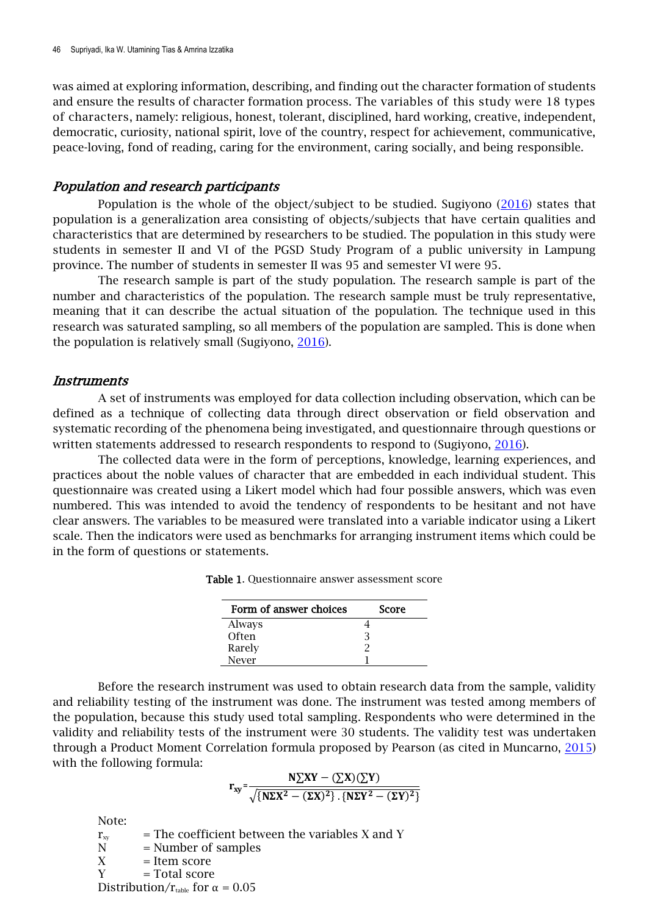was aimed at exploring information, describing, and finding out the character formation of students and ensure the results of character formation process. The variables of this study were 18 types of characters, namely: religious, honest, tolerant, disciplined, hard working, creative, independent, democratic, curiosity, national spirit, love of the country, respect for achievement, communicative, peace-loving, fond of reading, caring for the environment, caring socially, and being responsible.

### *Population and research participants*

Population is the whole of the object/subject to be studied. Sugiyono (2016) states that population is a generalization area consisting of objects/subjects that have certain qualities and characteristics that are determined by researchers to be studied. The population in this study were students in semester II and VI of the PGSD Study Program of a public university in Lampung province. The number of students in semester II was 95 and semester VI were 95.

The research sample is part of the study population. The research sample is part of the number and characteristics of the population. The research sample must be truly representative, meaning that it can describe the actual situation of the population. The technique used in this research was saturated sampling, so all members of the population are sampled. This is done when the population is relatively small (Sugiyono, 2016).

### *Instruments*

A set of instruments was employed for data collection including observation, which can be defined as a technique of collecting data through direct observation or field observation and systematic recording of the phenomena being investigated, and questionnaire through questions or written statements addressed to research respondents to respond to (Sugiyono, 2016).

The collected data were in the form of perceptions, knowledge, learning experiences, and practices about the noble values of character that are embedded in each individual student. This questionnaire was created using a Likert model which had four possible answers, which was even numbered. This was intended to avoid the tendency of respondents to be hesitant and not have clear answers. The variables to be measured were translated into a variable indicator using a Likert scale. Then the indicators were used as benchmarks for arranging instrument items which could be in the form of questions or statements.

**Table 1**. Questionnaire answer assessment score

| Form of answer choices | Score |
|---|---|
| Always | 4 |
| Often | 3 |
| Rarely | 2 |
| Never | 1 |

Before the research instrument was used to obtain research data from the sample, validity and reliability testing of the instrument was done. The instrument was tested among members of the population, because this study used total sampling. Respondents who were determined in the validity and reliability tests of the instrument were 30 students. The validity test was undertaken through a Product Moment Correlation formula proposed by Pearson (as cited in Muncarno, 2015) with the following formula:

$$r_{xy} = \frac{N\sum XY - (\sum X)(\sum Y)}{\sqrt{\{N\Sigma X^2 - (\Sigma X)^2\}.\{N\Sigma Y^2 - (\Sigma Y)^2\}}}$$

Note:

$r_{xy}$ = The coefficient between the variables X and Y
N = Number of samples
X = Item score
Y = Total score
Distribution/$r_{table}$ for $\alpha = 0.05$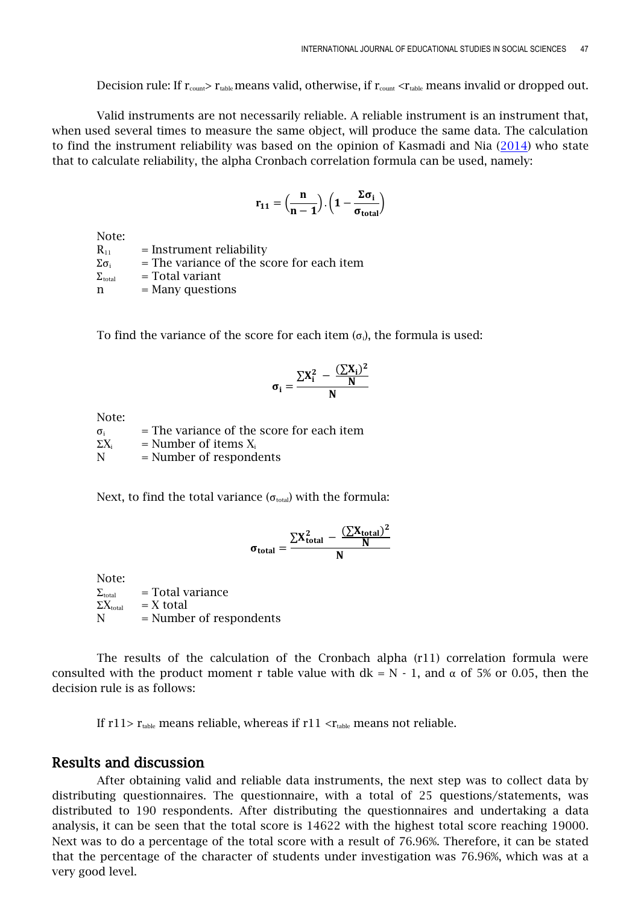Decision rule: If $r_{count} > r_{table}$ means valid, otherwise, if $r_{count} < r_{table}$ means invalid or dropped out.

Valid instruments are not necessarily reliable. A reliable instrument is an instrument that, when used several times to measure the same object, will produce the same data. The calculation to find the instrument reliability was based on the opinion of Kasmadi and Nia (2014) who state that to calculate reliability, the alpha Cronbach correlation formula can be used, namely:

$$\mathbf{r_{11}} = \left(\frac{\mathbf{n}}{\mathbf{n-1}}\right) . \left(\mathbf{1} - \frac{\mathbf{\Sigma\sigma_i}}{\mathbf{\sigma_{total}}}\right)$$

Note:

$R_{11}$ = Instrument reliability
$\Sigma\sigma_i$ = The variance of the score for each item
$\Sigma_{total}$ = Total variant
n = Many questions

To find the variance of the score for each item ($\sigma_i$), the formula is used:

$$\mathbf{\sigma_i} = \frac{\sum \mathbf{X_i^2} - \frac{(\sum \mathbf{X_i})^2}{\mathbf{N}}}{\mathbf{N}}$$

Note:

$\sigma_i$ = The variance of the score for each item
$\Sigma X_i$ = Number of items $X_i$
N = Number of respondents

Next, to find the total variance ($\sigma_{total}$) with the formula:

$$\mathbf{\sigma_{total}} = \frac{\sum \mathbf{X_{total}^2} - \frac{(\sum \mathbf{X_{total}})^2}{\mathbf{N}}}{\mathbf{N}}$$

Note:

$\Sigma_{total}$ = Total variance
$\Sigma X_{total}$ = X total
N = Number of respondents

The results of the calculation of the Cronbach alpha (r11) correlation formula were consulted with the product moment r table value with dk = N - 1, and $\alpha$ of 5% or 0.05, then the decision rule is as follows:

If $r11 > r_{table}$ means reliable, whereas if $r11 < r_{table}$ means not reliable.

## Results and discussion

After obtaining valid and reliable data instruments, the next step was to collect data by distributing questionnaires. The questionnaire, with a total of 25 questions/statements, was distributed to 190 respondents. After distributing the questionnaires and undertaking a data analysis, it can be seen that the total score is 14622 with the highest total score reaching 19000. Next was to do a percentage of the total score with a result of 76.96%. Therefore, it can be stated that the percentage of the character of students under investigation was 76.96%, which was at a very good level.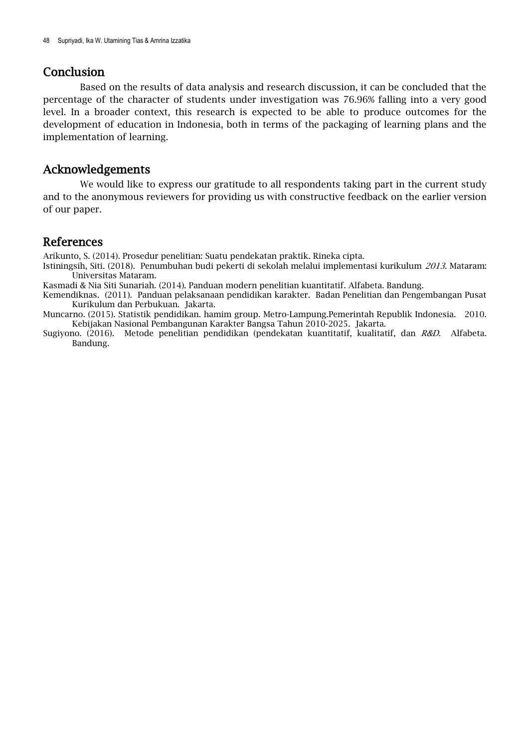## Conclusion

Based on the results of data analysis and research discussion, it can be concluded that the percentage of the character of students under investigation was 76.96% falling into a very good level. In a broader context, this research is expected to be able to produce outcomes for the development of education in Indonesia, both in terms of the packaging of learning plans and the implementation of learning.

## Acknowledgements

We would like to express our gratitude to all respondents taking part in the current study and to the anonymous reviewers for providing us with constructive feedback on the earlier version of our paper.

## References

Arikunto, S. (2014). Prosedur penelitian: Suatu pendekatan praktik. Rineka cipta.

Istiningsih, Siti. (2018). Penumbuhan budi pekerti di sekolah melalui implementasi kurikulum *2013*. Mataram: Universitas Mataram.

Kasmadi & Nia Siti Sunariah. (2014). Panduan modern penelitian kuantitatif. Alfabeta. Bandung.

Kemendiknas. (2011). Panduan pelaksanaan pendidikan karakter. Badan Penelitian dan Pengembangan Pusat Kurikulum dan Perbukuan. Jakarta.

Muncarno. (2015). Statistik pendidikan. hamim group. Metro-Lampung.Pemerintah Republik Indonesia. 2010. Kebijakan Nasional Pembangunan Karakter Bangsa Tahun 2010-2025. Jakarta.

Sugiyono. (2016). Metode penelitian pendidikan (pendekatan kuantitatif, kualitatif, dan *R&D*. Alfabeta. Bandung.